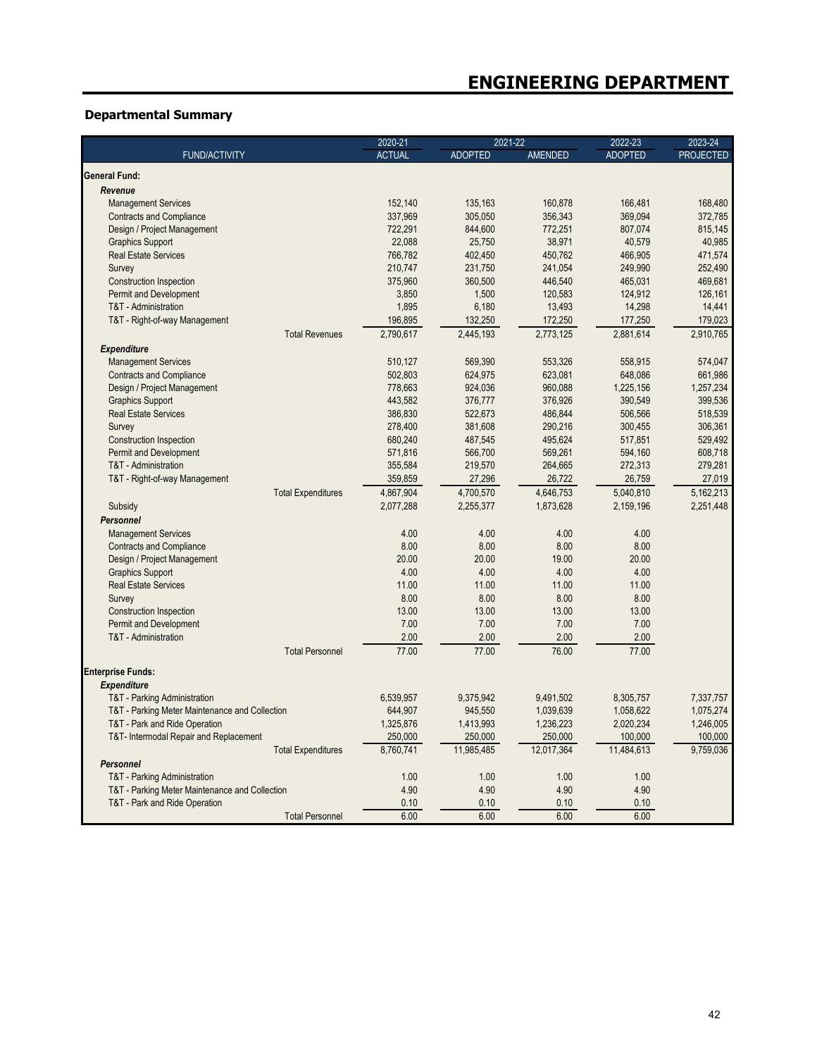# ENGINEERING DEPARTMENT

## Departmental Summary

| FUND/ACTIVITY | 2020-21 ACTUAL | 2021-22 ADOPTED | 2021-22 AMENDED | 2022-23 ADOPTED | 2023-24 PROJECTED |
|---|---|---|---|---|---|
| **General Fund:** | | | | | |
| ***Revenue*** | | | | | |
| Management Services | 152,140 | 135,163 | 160,878 | 166,481 | 168,480 |
| Contracts and Compliance | 337,969 | 305,050 | 356,343 | 369,094 | 372,785 |
| Design / Project Management | 722,291 | 844,600 | 772,251 | 807,074 | 815,145 |
| Graphics Support | 22,088 | 25,750 | 38,971 | 40,579 | 40,985 |
| Real Estate Services | 766,782 | 402,450 | 450,762 | 466,905 | 471,574 |
| Survey | 210,747 | 231,750 | 241,054 | 249,990 | 252,490 |
| Construction Inspection | 375,960 | 360,500 | 446,540 | 465,031 | 469,681 |
| Permit and Development | 3,850 | 1,500 | 120,583 | 124,912 | 126,161 |
| T&T - Administration | 1,895 | 6,180 | 13,493 | 14,298 | 14,441 |
| T&T - Right-of-way Management | 196,895 | 132,250 | 172,250 | 177,250 | 179,023 |
| Total Revenues | 2,790,617 | 2,445,193 | 2,773,125 | 2,881,614 | 2,910,765 |
| ***Expenditure*** | | | | | |
| Management Services | 510,127 | 569,390 | 553,326 | 558,915 | 574,047 |
| Contracts and Compliance | 502,803 | 624,975 | 623,081 | 648,086 | 661,986 |
| Design / Project Management | 778,663 | 924,036 | 960,088 | 1,225,156 | 1,257,234 |
| Graphics Support | 443,582 | 376,777 | 376,926 | 390,549 | 399,536 |
| Real Estate Services | 386,830 | 522,673 | 486,844 | 506,566 | 518,539 |
| Survey | 278,400 | 381,608 | 290,216 | 300,455 | 306,361 |
| Construction Inspection | 680,240 | 487,545 | 495,624 | 517,851 | 529,492 |
| Permit and Development | 571,816 | 566,700 | 569,261 | 594,160 | 608,718 |
| T&T - Administration | 355,584 | 219,570 | 264,665 | 272,313 | 279,281 |
| T&T - Right-of-way Management | 359,859 | 27,296 | 26,722 | 26,759 | 27,019 |
| Total Expenditures | 4,867,904 | 4,700,570 | 4,646,753 | 5,040,810 | 5,162,213 |
| Subsidy | 2,077,288 | 2,255,377 | 1,873,628 | 2,159,196 | 2,251,448 |
| ***Personnel*** | | | | | |
| Management Services | 4.00 | 4.00 | 4.00 | 4.00 | |
| Contracts and Compliance | 8.00 | 8.00 | 8.00 | 8.00 | |
| Design / Project Management | 20.00 | 20.00 | 19.00 | 20.00 | |
| Graphics Support | 4.00 | 4.00 | 4.00 | 4.00 | |
| Real Estate Services | 11.00 | 11.00 | 11.00 | 11.00 | |
| Survey | 8.00 | 8.00 | 8.00 | 8.00 | |
| Construction Inspection | 13.00 | 13.00 | 13.00 | 13.00 | |
| Permit and Development | 7.00 | 7.00 | 7.00 | 7.00 | |
| T&T - Administration | 2.00 | 2.00 | 2.00 | 2.00 | |
| Total Personnel | 77.00 | 77.00 | 76.00 | 77.00 | |
| **Enterprise Funds:** | | | | | |
| ***Expenditure*** | | | | | |
| T&T - Parking Administration | 6,539,957 | 9,375,942 | 9,491,502 | 8,305,757 | 7,337,757 |
| T&T - Parking Meter Maintenance and Collection | 644,907 | 945,550 | 1,039,639 | 1,058,622 | 1,075,274 |
| T&T - Park and Ride Operation | 1,325,876 | 1,413,993 | 1,236,223 | 2,020,234 | 1,246,005 |
| T&T- Intermodal Repair and Replacement | 250,000 | 250,000 | 250,000 | 100,000 | 100,000 |
| Total Expenditures | 8,760,741 | 11,985,485 | 12,017,364 | 11,484,613 | 9,759,036 |
| ***Personnel*** | | | | | |
| T&T - Parking Administration | 1.00 | 1.00 | 1.00 | 1.00 | |
| T&T - Parking Meter Maintenance and Collection | 4.90 | 4.90 | 4.90 | 4.90 | |
| T&T - Park and Ride Operation | 0.10 | 0.10 | 0.10 | 0.10 | |
| Total Personnel | 6.00 | 6.00 | 6.00 | 6.00 | |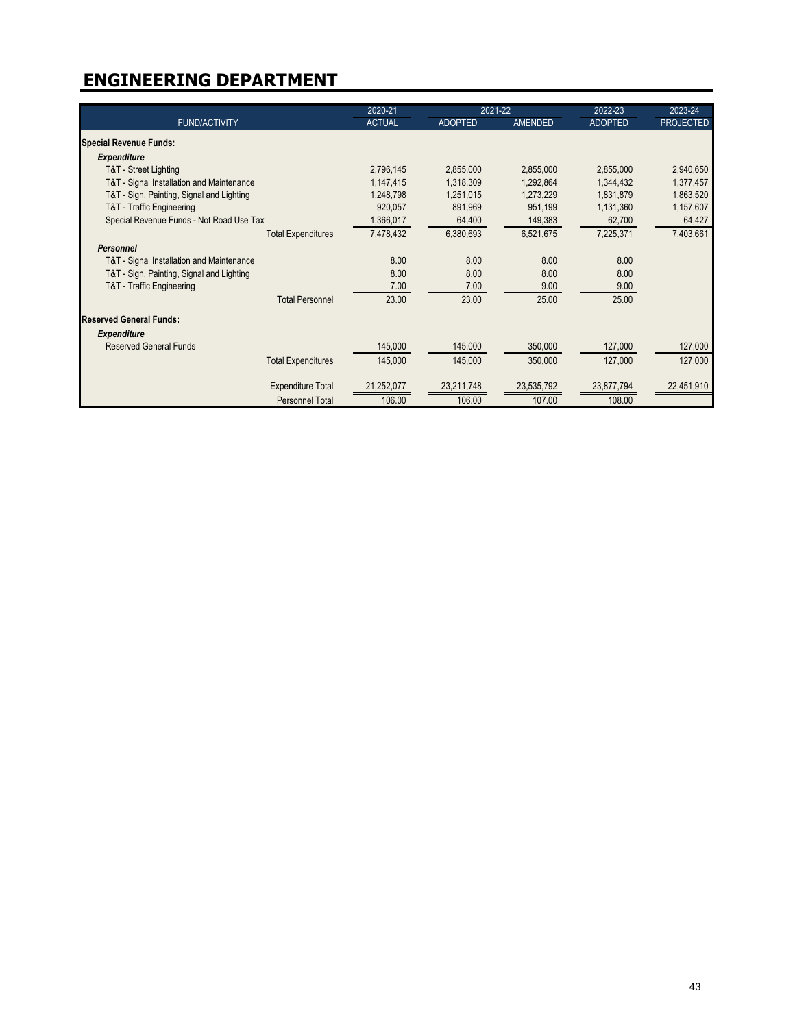# ENGINEERING DEPARTMENT

| FUND/ACTIVITY | 2020-21 ACTUAL | 2021-22 ADOPTED | 2021-22 AMENDED | 2022-23 ADOPTED | 2023-24 PROJECTED |
|---|---|---|---|---|---|
| **Special Revenue Funds:** | | | | | |
| ***Expenditure*** | | | | | |
| T&T - Street Lighting | 2,796,145 | 2,855,000 | 2,855,000 | 2,855,000 | 2,940,650 |
| T&T - Signal Installation and Maintenance | 1,147,415 | 1,318,309 | 1,292,864 | 1,344,432 | 1,377,457 |
| T&T - Sign, Painting, Signal and Lighting | 1,248,798 | 1,251,015 | 1,273,229 | 1,831,879 | 1,863,520 |
| T&T - Traffic Engineering | 920,057 | 891,969 | 951,199 | 1,131,360 | 1,157,607 |
| Special Revenue Funds - Not Road Use Tax | 1,366,017 | 64,400 | 149,383 | 62,700 | 64,427 |
| Total Expenditures | 7,478,432 | 6,380,693 | 6,521,675 | 7,225,371 | 7,403,661 |
| ***Personnel*** | | | | | |
| T&T - Signal Installation and Maintenance | 8.00 | 8.00 | 8.00 | 8.00 | |
| T&T - Sign, Painting, Signal and Lighting | 8.00 | 8.00 | 8.00 | 8.00 | |
| T&T - Traffic Engineering | 7.00 | 7.00 | 9.00 | 9.00 | |
| Total Personnel | 23.00 | 23.00 | 25.00 | 25.00 | |
| **Reserved General Funds:** | | | | | |
| ***Expenditure*** | | | | | |
| Reserved General Funds | 145,000 | 145,000 | 350,000 | 127,000 | 127,000 |
| Total Expenditures | 145,000 | 145,000 | 350,000 | 127,000 | 127,000 |
| Expenditure Total | 21,252,077 | 23,211,748 | 23,535,792 | 23,877,794 | 22,451,910 |
| Personnel Total | 106.00 | 106.00 | 107.00 | 108.00 | |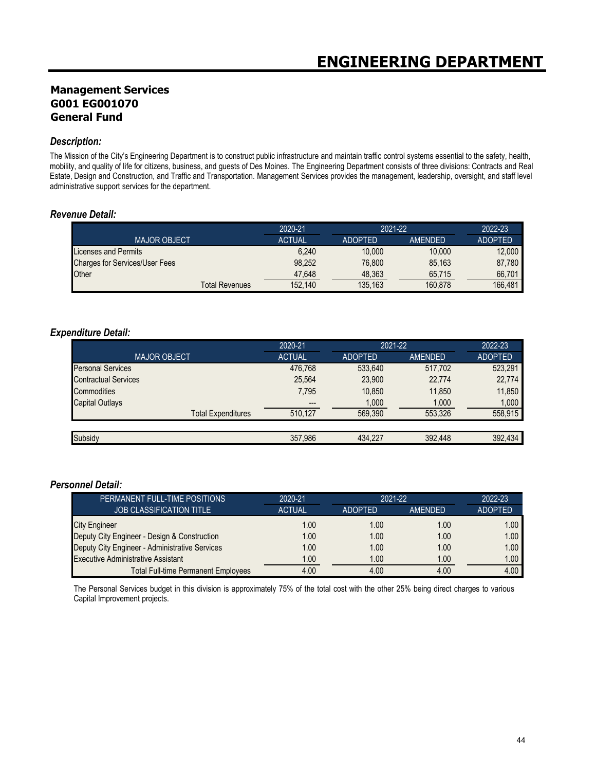# ENGINEERING DEPARTMENT

## Management Services
## G001 EG001070
## General Fund

### *Description:*

The Mission of the City's Engineering Department is to construct public infrastructure and maintain traffic control systems essential to the safety, health, mobility, and quality of life for citizens, business, and guests of Des Moines. The Engineering Department consists of three divisions: Contracts and Real Estate, Design and Construction, and Traffic and Transportation. Management Services provides the management, leadership, oversight, and staff level administrative support services for the department.

### *Revenue Detail:*

| | 2020-21 | 2021-22 | | 2022-23 |
|---|---|---|---|---|
| MAJOR OBJECT | ACTUAL | ADOPTED | AMENDED | ADOPTED |
| Licenses and Permits | 6,240 | 10,000 | 10,000 | 12,000 |
| Charges for Services/User Fees | 98,252 | 76,800 | 85,163 | 87,780 |
| Other | 47,648 | 48,363 | 65,715 | 66,701 |
| Total Revenues | 152,140 | 135,163 | 160,878 | 166,481 |

### *Expenditure Detail:*

| | 2020-21 | 2021-22 | | 2022-23 |
|---|---|---|---|---|
| MAJOR OBJECT | ACTUAL | ADOPTED | AMENDED | ADOPTED |
| Personal Services | 476,768 | 533,640 | 517,702 | 523,291 |
| Contractual Services | 25,564 | 23,900 | 22,774 | 22,774 |
| Commodities | 7,795 | 10,850 | 11,850 | 11,850 |
| Capital Outlays | --- | 1,000 | 1,000 | 1,000 |
| Total Expenditures | 510,127 | 569,390 | 553,326 | 558,915 |
| | | | | |
| Subsidy | 357,986 | 434,227 | 392,448 | 392,434 |

### *Personnel Detail:*

| PERMANENT FULL-TIME POSITIONS | 2020-21 | 2021-22 | | 2022-23 |
|---|---|---|---|---|
| JOB CLASSIFICATION TITLE | ACTUAL | ADOPTED | AMENDED | ADOPTED |
| City Engineer | 1.00 | 1.00 | 1.00 | 1.00 |
| Deputy City Engineer - Design & Construction | 1.00 | 1.00 | 1.00 | 1.00 |
| Deputy City Engineer - Administrative Services | 1.00 | 1.00 | 1.00 | 1.00 |
| Executive Administrative Assistant | 1.00 | 1.00 | 1.00 | 1.00 |
| Total Full-time Permanent Employees | 4.00 | 4.00 | 4.00 | 4.00 |

The Personal Services budget in this division is approximately 75% of the total cost with the other 25% being direct charges to various Capital Improvement projects.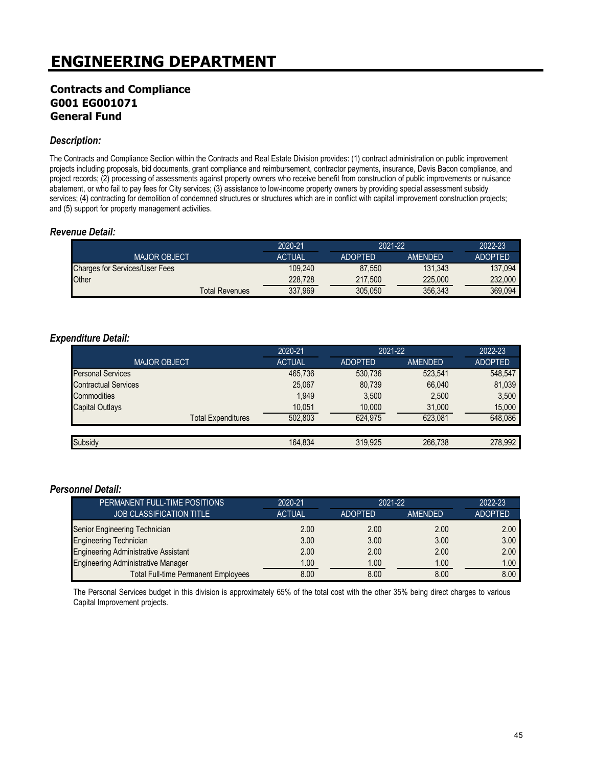# ENGINEERING DEPARTMENT

## Contracts and Compliance
## G001 EG001071
## General Fund

### *Description:*

The Contracts and Compliance Section within the Contracts and Real Estate Division provides: (1) contract administration on public improvement projects including proposals, bid documents, grant compliance and reimbursement, contractor payments, insurance, Davis Bacon compliance, and project records; (2) processing of assessments against property owners who receive benefit from construction of public improvements or nuisance abatement, or who fail to pay fees for City services; (3) assistance to low-income property owners by providing special assessment subsidy services; (4) contracting for demolition of condemned structures or structures which are in conflict with capital improvement construction projects; and (5) support for property management activities.

### *Revenue Detail:*

| | 2020-21 | 2021-22 | | 2022-23 |
|---|---|---|---|---|
| MAJOR OBJECT | ACTUAL | ADOPTED | AMENDED | ADOPTED |
| Charges for Services/User Fees | 109,240 | 87,550 | 131,343 | 137,094 |
| Other | 228,728 | 217,500 | 225,000 | 232,000 |
| Total Revenues | 337,969 | 305,050 | 356,343 | 369,094 |

### *Expenditure Detail:*

| | 2020-21 | 2021-22 | | 2022-23 |
|---|---|---|---|---|
| MAJOR OBJECT | ACTUAL | ADOPTED | AMENDED | ADOPTED |
| Personal Services | 465,736 | 530,736 | 523,541 | 548,547 |
| Contractual Services | 25,067 | 80,739 | 66,040 | 81,039 |
| Commodities | 1,949 | 3,500 | 2,500 | 3,500 |
| Capital Outlays | 10,051 | 10,000 | 31,000 | 15,000 |
| Total Expenditures | 502,803 | 624,975 | 623,081 | 648,086 |
| | | | | |
| Subsidy | 164,834 | 319,925 | 266,738 | 278,992 |

### *Personnel Detail:*

| PERMANENT FULL-TIME POSITIONS | 2020-21 | 2021-22 | | 2022-23 |
|---|---|---|---|---|
| JOB CLASSIFICATION TITLE | ACTUAL | ADOPTED | AMENDED | ADOPTED |
| Senior Engineering Technician | 2.00 | 2.00 | 2.00 | 2.00 |
| Engineering Technician | 3.00 | 3.00 | 3.00 | 3.00 |
| Engineering Administrative Assistant | 2.00 | 2.00 | 2.00 | 2.00 |
| Engineering Administrative Manager | 1.00 | 1.00 | 1.00 | 1.00 |
| Total Full-time Permanent Employees | 8.00 | 8.00 | 8.00 | 8.00 |

The Personal Services budget in this division is approximately 65% of the total cost with the other 35% being direct charges to various Capital Improvement projects.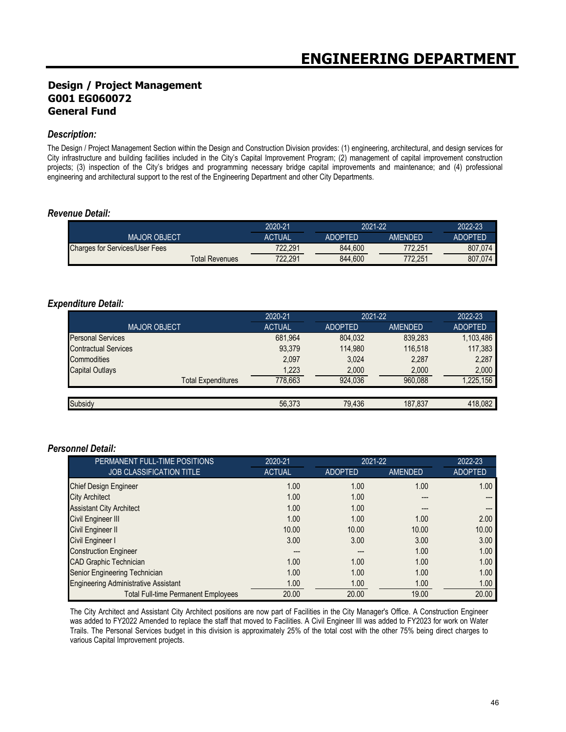# ENGINEERING DEPARTMENT

## Design / Project Management
## G001 EG060072
## General Fund

### *Description:*

The Design / Project Management Section within the Design and Construction Division provides: (1) engineering, architectural, and design services for City infrastructure and building facilities included in the City's Capital Improvement Program; (2) management of capital improvement construction projects; (3) inspection of the City's bridges and programming necessary bridge capital improvements and maintenance; and (4) professional engineering and architectural support to the rest of the Engineering Department and other City Departments.

### *Revenue Detail:*

| | 2020-21 | 2021-22 | | 2022-23 |
|---|---|---|---|---|
| MAJOR OBJECT | ACTUAL | ADOPTED | AMENDED | ADOPTED |
| Charges for Services/User Fees | 722,291 | 844,600 | 772,251 | 807,074 |
| Total Revenues | 722,291 | 844,600 | 772,251 | 807,074 |

### *Expenditure Detail:*

| | 2020-21 | 2021-22 | | 2022-23 |
|---|---|---|---|---|
| MAJOR OBJECT | ACTUAL | ADOPTED | AMENDED | ADOPTED |
| Personal Services | 681,964 | 804,032 | 839,283 | 1,103,486 |
| Contractual Services | 93,379 | 114,980 | 116,518 | 117,383 |
| Commodities | 2,097 | 3,024 | 2,287 | 2,287 |
| Capital Outlays | 1,223 | 2,000 | 2,000 | 2,000 |
| Total Expenditures | 778,663 | 924,036 | 960,088 | 1,225,156 |
| | | | | |
| Subsidy | 56,373 | 79,436 | 187,837 | 418,082 |

### *Personnel Detail:*

| PERMANENT FULL-TIME POSITIONS | 2020-21 | 2021-22 | | 2022-23 |
|---|---|---|---|---|
| JOB CLASSIFICATION TITLE | ACTUAL | ADOPTED | AMENDED | ADOPTED |
| Chief Design Engineer | 1.00 | 1.00 | 1.00 | 1.00 |
| City Architect | 1.00 | 1.00 | --- | --- |
| Assistant City Architect | 1.00 | 1.00 | --- | --- |
| Civil Engineer III | 1.00 | 1.00 | 1.00 | 2.00 |
| Civil Engineer II | 10.00 | 10.00 | 10.00 | 10.00 |
| Civil Engineer I | 3.00 | 3.00 | 3.00 | 3.00 |
| Construction Engineer | --- | --- | 1.00 | 1.00 |
| CAD Graphic Technician | 1.00 | 1.00 | 1.00 | 1.00 |
| Senior Engineering Technician | 1.00 | 1.00 | 1.00 | 1.00 |
| Engineering Administrative Assistant | 1.00 | 1.00 | 1.00 | 1.00 |
| Total Full-time Permanent Employees | 20.00 | 20.00 | 19.00 | 20.00 |

The City Architect and Assistant City Architect positions are now part of Facilities in the City Manager's Office. A Construction Engineer was added to FY2022 Amended to replace the staff that moved to Facilities. A Civil Engineer III was added to FY2023 for work on Water Trails. The Personal Services budget in this division is approximately 25% of the total cost with the other 75% being direct charges to various Capital Improvement projects.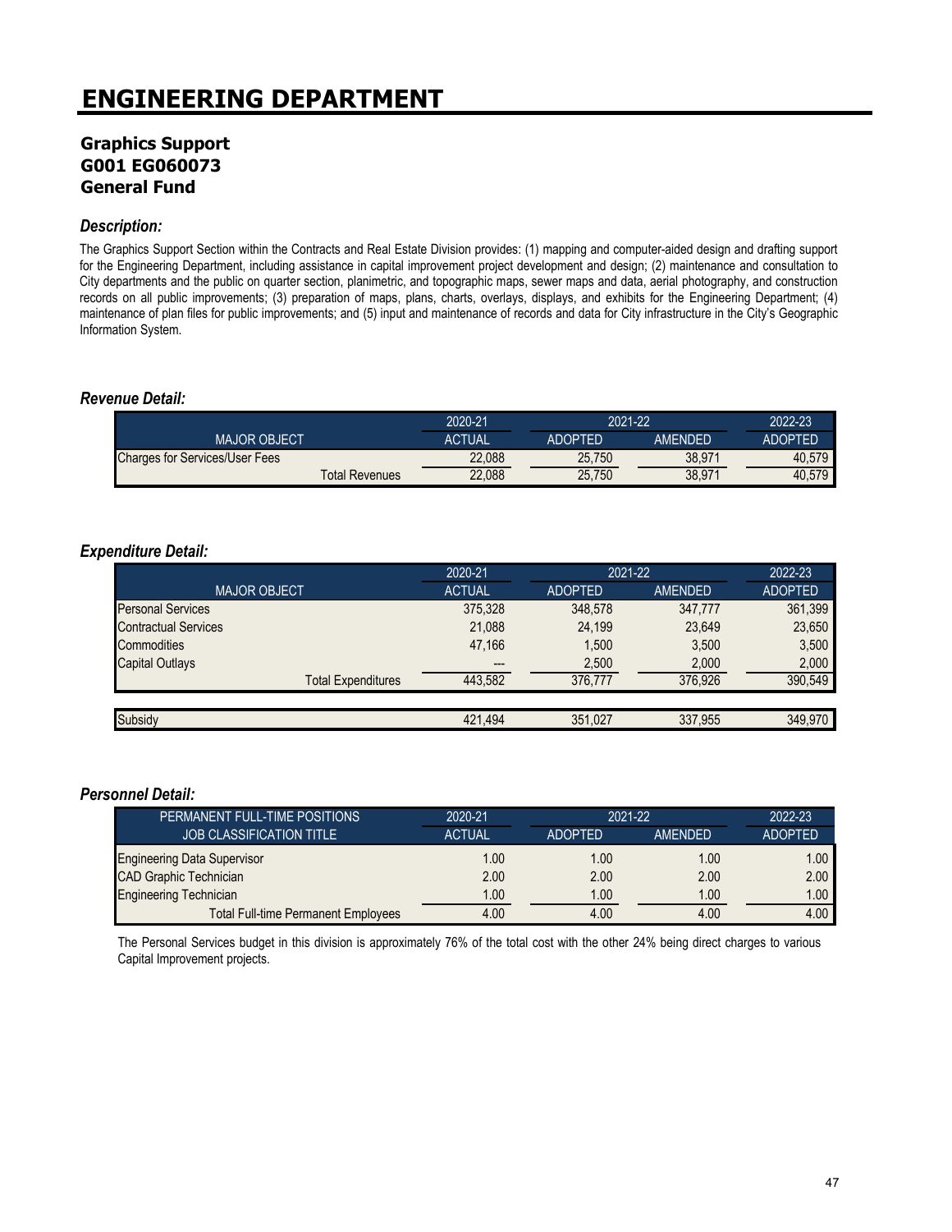# ENGINEERING DEPARTMENT

## Graphics Support
## G001 EG060073
## General Fund

### *Description:*

The Graphics Support Section within the Contracts and Real Estate Division provides: (1) mapping and computer-aided design and drafting support for the Engineering Department, including assistance in capital improvement project development and design; (2) maintenance and consultation to City departments and the public on quarter section, planimetric, and topographic maps, sewer maps and data, aerial photography, and construction records on all public improvements; (3) preparation of maps, plans, charts, overlays, displays, and exhibits for the Engineering Department; (4) maintenance of plan files for public improvements; and (5) input and maintenance of records and data for City infrastructure in the City's Geographic Information System.

### *Revenue Detail:*

| | 2020-21 | 2021-22 | | 2022-23 |
|---|---|---|---|---|
| MAJOR OBJECT | ACTUAL | ADOPTED | AMENDED | ADOPTED |
| Charges for Services/User Fees | 22,088 | 25,750 | 38,971 | 40,579 |
| Total Revenues | 22,088 | 25,750 | 38,971 | 40,579 |

### *Expenditure Detail:*

| | 2020-21 | 2021-22 | | 2022-23 |
|---|---|---|---|---|
| MAJOR OBJECT | ACTUAL | ADOPTED | AMENDED | ADOPTED |
| Personal Services | 375,328 | 348,578 | 347,777 | 361,399 |
| Contractual Services | 21,088 | 24,199 | 23,649 | 23,650 |
| Commodities | 47,166 | 1,500 | 3,500 | 3,500 |
| Capital Outlays | --- | 2,500 | 2,000 | 2,000 |
| Total Expenditures | 443,582 | 376,777 | 376,926 | 390,549 |
| | | | | |
| Subsidy | 421,494 | 351,027 | 337,955 | 349,970 |

### *Personnel Detail:*

| PERMANENT FULL-TIME POSITIONS | 2020-21 | 2021-22 | | 2022-23 |
|---|---|---|---|---|
| JOB CLASSIFICATION TITLE | ACTUAL | ADOPTED | AMENDED | ADOPTED |
| Engineering Data Supervisor | 1.00 | 1.00 | 1.00 | 1.00 |
| CAD Graphic Technician | 2.00 | 2.00 | 2.00 | 2.00 |
| Engineering Technician | 1.00 | 1.00 | 1.00 | 1.00 |
| Total Full-time Permanent Employees | 4.00 | 4.00 | 4.00 | 4.00 |

The Personal Services budget in this division is approximately 76% of the total cost with the other 24% being direct charges to various Capital Improvement projects.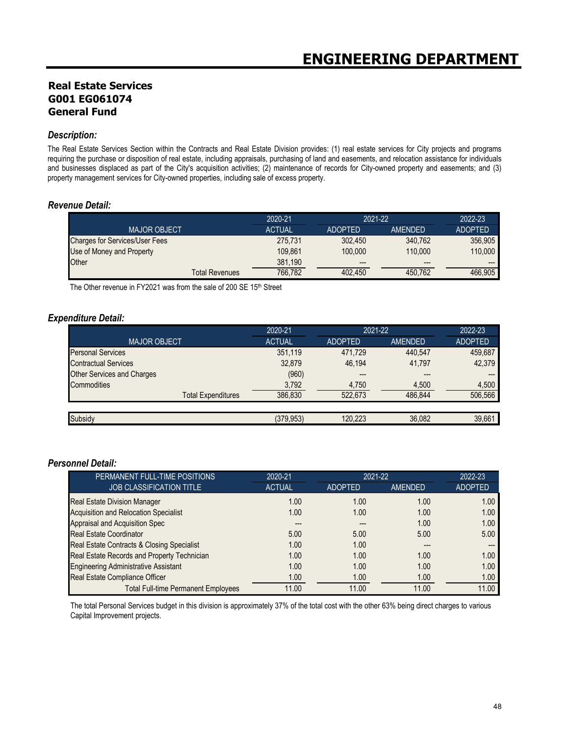# ENGINEERING DEPARTMENT

## Real Estate Services
## G001 EG061074
## General Fund

### *Description:*

The Real Estate Services Section within the Contracts and Real Estate Division provides: (1) real estate services for City projects and programs requiring the purchase or disposition of real estate, including appraisals, purchasing of land and easements, and relocation assistance for individuals and businesses displaced as part of the City's acquisition activities; (2) maintenance of records for City-owned property and easements; and (3) property management services for City-owned properties, including sale of excess property.

### *Revenue Detail:*

| MAJOR OBJECT | 2020-21 ACTUAL | 2021-22 ADOPTED | 2021-22 AMENDED | 2022-23 ADOPTED |
|---|---|---|---|---|
| Charges for Services/User Fees | 275,731 | 302,450 | 340,762 | 356,905 |
| Use of Money and Property | 109,861 | 100,000 | 110,000 | 110,000 |
| Other | 381,190 | --- | --- | --- |
| Total Revenues | 766,782 | 402,450 | 450,762 | 466,905 |

The Other revenue in FY2021 was from the sale of 200 SE 15th Street

### *Expenditure Detail:*

| MAJOR OBJECT | 2020-21 ACTUAL | 2021-22 ADOPTED | 2021-22 AMENDED | 2022-23 ADOPTED |
|---|---|---|---|---|
| Personal Services | 351,119 | 471,729 | 440,547 | 459,687 |
| Contractual Services | 32,879 | 46,194 | 41,797 | 42,379 |
| Other Services and Charges | (960) | --- | --- | --- |
| Commodities | 3,792 | 4,750 | 4,500 | 4,500 |
| Total Expenditures | 386,830 | 522,673 | 486,844 | 506,566 |
| Subsidy | (379,953) | 120,223 | 36,082 | 39,661 |

### *Personnel Detail:*

| PERMANENT FULL-TIME POSITIONS JOB CLASSIFICATION TITLE | 2020-21 ACTUAL | 2021-22 ADOPTED | 2021-22 AMENDED | 2022-23 ADOPTED |
|---|---|---|---|---|
| Real Estate Division Manager | 1.00 | 1.00 | 1.00 | 1.00 |
| Acquisition and Relocation Specialist | 1.00 | 1.00 | 1.00 | 1.00 |
| Appraisal and Acquisition Spec | --- | --- | 1.00 | 1.00 |
| Real Estate Coordinator | 5.00 | 5.00 | 5.00 | 5.00 |
| Real Estate Contracts & Closing Specialist | 1.00 | 1.00 | --- | --- |
| Real Estate Records and Property Technician | 1.00 | 1.00 | 1.00 | 1.00 |
| Engineering Administrative Assistant | 1.00 | 1.00 | 1.00 | 1.00 |
| Real Estate Compliance Officer | 1.00 | 1.00 | 1.00 | 1.00 |
| Total Full-time Permanent Employees | 11.00 | 11.00 | 11.00 | 11.00 |

The total Personal Services budget in this division is approximately 37% of the total cost with the other 63% being direct charges to various Capital Improvement projects.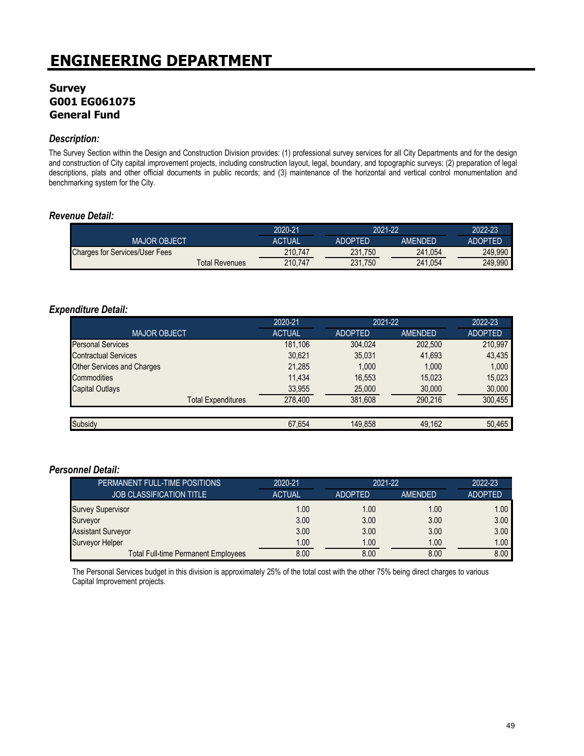# ENGINEERING DEPARTMENT

## Survey
## G001 EG061075
## General Fund

### *Description:*

The Survey Section within the Design and Construction Division provides: (1) professional survey services for all City Departments and for the design and construction of City capital improvement projects, including construction layout, legal, boundary, and topographic surveys; (2) preparation of legal descriptions, plats and other official documents in public records; and (3) maintenance of the horizontal and vertical control monumentation and benchmarking system for the City.

### *Revenue Detail:*

| | 2020-21 | 2021-22 | | 2022-23 |
|---|---|---|---|---|
| MAJOR OBJECT | ACTUAL | ADOPTED | AMENDED | ADOPTED |
| Charges for Services/User Fees | 210,747 | 231,750 | 241,054 | 249,990 |
| Total Revenues | 210,747 | 231,750 | 241,054 | 249,990 |

### *Expenditure Detail:*

| | 2020-21 | 2021-22 | | 2022-23 |
|---|---|---|---|---|
| MAJOR OBJECT | ACTUAL | ADOPTED | AMENDED | ADOPTED |
| Personal Services | 181,106 | 304,024 | 202,500 | 210,997 |
| Contractual Services | 30,621 | 35,031 | 41,693 | 43,435 |
| Other Services and Charges | 21,285 | 1,000 | 1,000 | 1,000 |
| Commodities | 11,434 | 16,553 | 15,023 | 15,023 |
| Capital Outlays | 33,955 | 25,000 | 30,000 | 30,000 |
| Total Expenditures | 278,400 | 381,608 | 290,216 | 300,455 |
| | | | | |
| Subsidy | 67,654 | 149,858 | 49,162 | 50,465 |

### *Personnel Detail:*

| PERMANENT FULL-TIME POSITIONS | 2020-21 | 2021-22 | | 2022-23 |
|---|---|---|---|---|
| JOB CLASSIFICATION TITLE | ACTUAL | ADOPTED | AMENDED | ADOPTED |
| Survey Supervisor | 1.00 | 1.00 | 1.00 | 1.00 |
| Surveyor | 3.00 | 3.00 | 3.00 | 3.00 |
| Assistant Surveyor | 3.00 | 3.00 | 3.00 | 3.00 |
| Surveyor Helper | 1.00 | 1.00 | 1.00 | 1.00 |
| Total Full-time Permanent Employees | 8.00 | 8.00 | 8.00 | 8.00 |

The Personal Services budget in this division is approximately 25% of the total cost with the other 75% being direct charges to various Capital Improvement projects.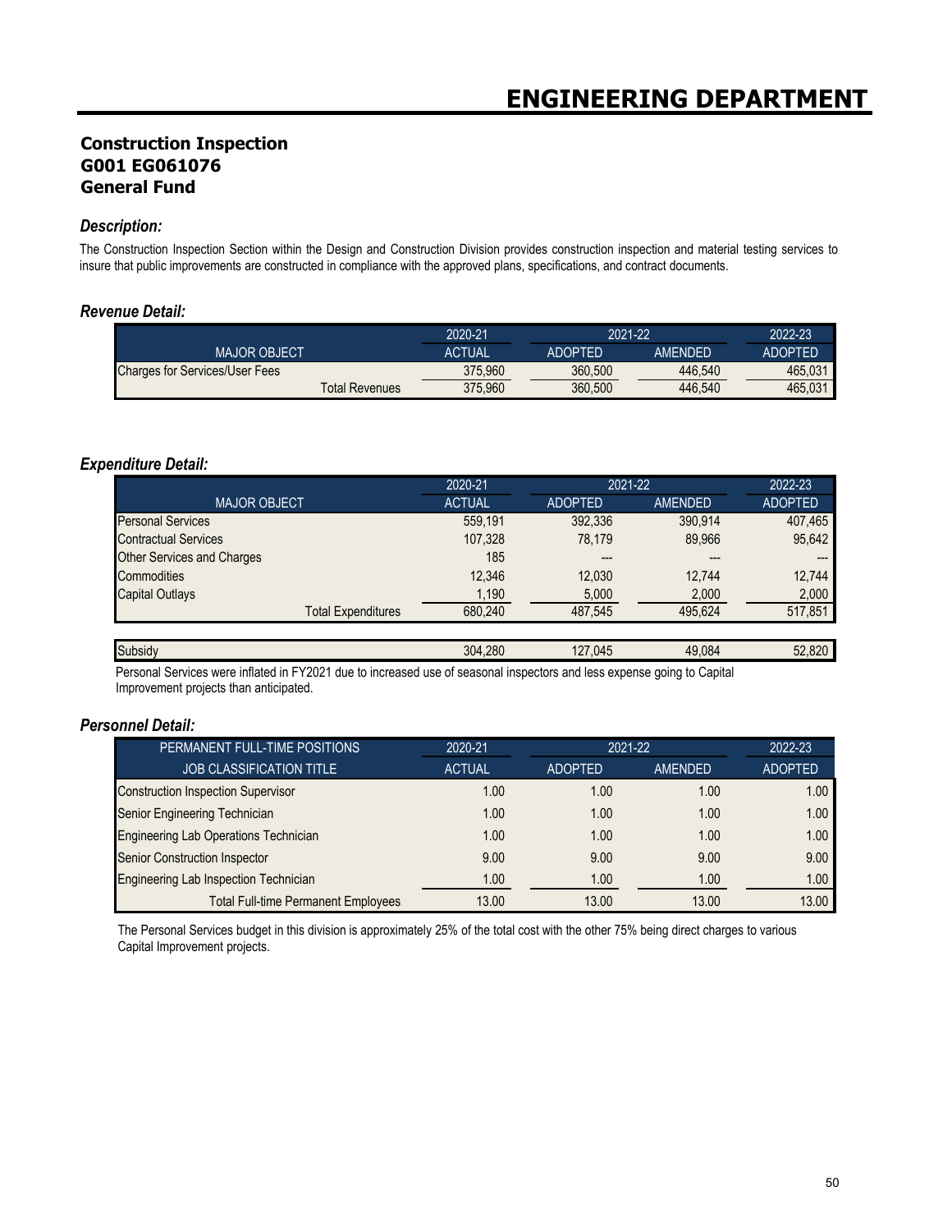# ENGINEERING DEPARTMENT

## Construction Inspection
## G001 EG061076
## General Fund

### *Description:*

The Construction Inspection Section within the Design and Construction Division provides construction inspection and material testing services to insure that public improvements are constructed in compliance with the approved plans, specifications, and contract documents.

### *Revenue Detail:*

| | 2020-21 | 2021-22 | | 2022-23 |
|---|---|---|---|---|
| MAJOR OBJECT | ACTUAL | ADOPTED | AMENDED | ADOPTED |
| Charges for Services/User Fees | 375,960 | 360,500 | 446,540 | 465,031 |
| Total Revenues | 375,960 | 360,500 | 446,540 | 465,031 |

### *Expenditure Detail:*

| | 2020-21 | 2021-22 | | 2022-23 |
|---|---|---|---|---|
| MAJOR OBJECT | ACTUAL | ADOPTED | AMENDED | ADOPTED |
| Personal Services | 559,191 | 392,336 | 390,914 | 407,465 |
| Contractual Services | 107,328 | 78,179 | 89,966 | 95,642 |
| Other Services and Charges | 185 | --- | --- | --- |
| Commodities | 12,346 | 12,030 | 12,744 | 12,744 |
| Capital Outlays | 1,190 | 5,000 | 2,000 | 2,000 |
| Total Expenditures | 680,240 | 487,545 | 495,624 | 517,851 |
| | | | | |
| Subsidy | 304,280 | 127,045 | 49,084 | 52,820 |

Personal Services were inflated in FY2021 due to increased use of seasonal inspectors and less expense going to Capital Improvement projects than anticipated.

### *Personnel Detail:*

| PERMANENT FULL-TIME POSITIONS | 2020-21 | 2021-22 | | 2022-23 |
|---|---|---|---|---|
| JOB CLASSIFICATION TITLE | ACTUAL | ADOPTED | AMENDED | ADOPTED |
| Construction Inspection Supervisor | 1.00 | 1.00 | 1.00 | 1.00 |
| Senior Engineering Technician | 1.00 | 1.00 | 1.00 | 1.00 |
| Engineering Lab Operations Technician | 1.00 | 1.00 | 1.00 | 1.00 |
| Senior Construction Inspector | 9.00 | 9.00 | 9.00 | 9.00 |
| Engineering Lab Inspection Technician | 1.00 | 1.00 | 1.00 | 1.00 |
| Total Full-time Permanent Employees | 13.00 | 13.00 | 13.00 | 13.00 |

The Personal Services budget in this division is approximately 25% of the total cost with the other 75% being direct charges to various Capital Improvement projects.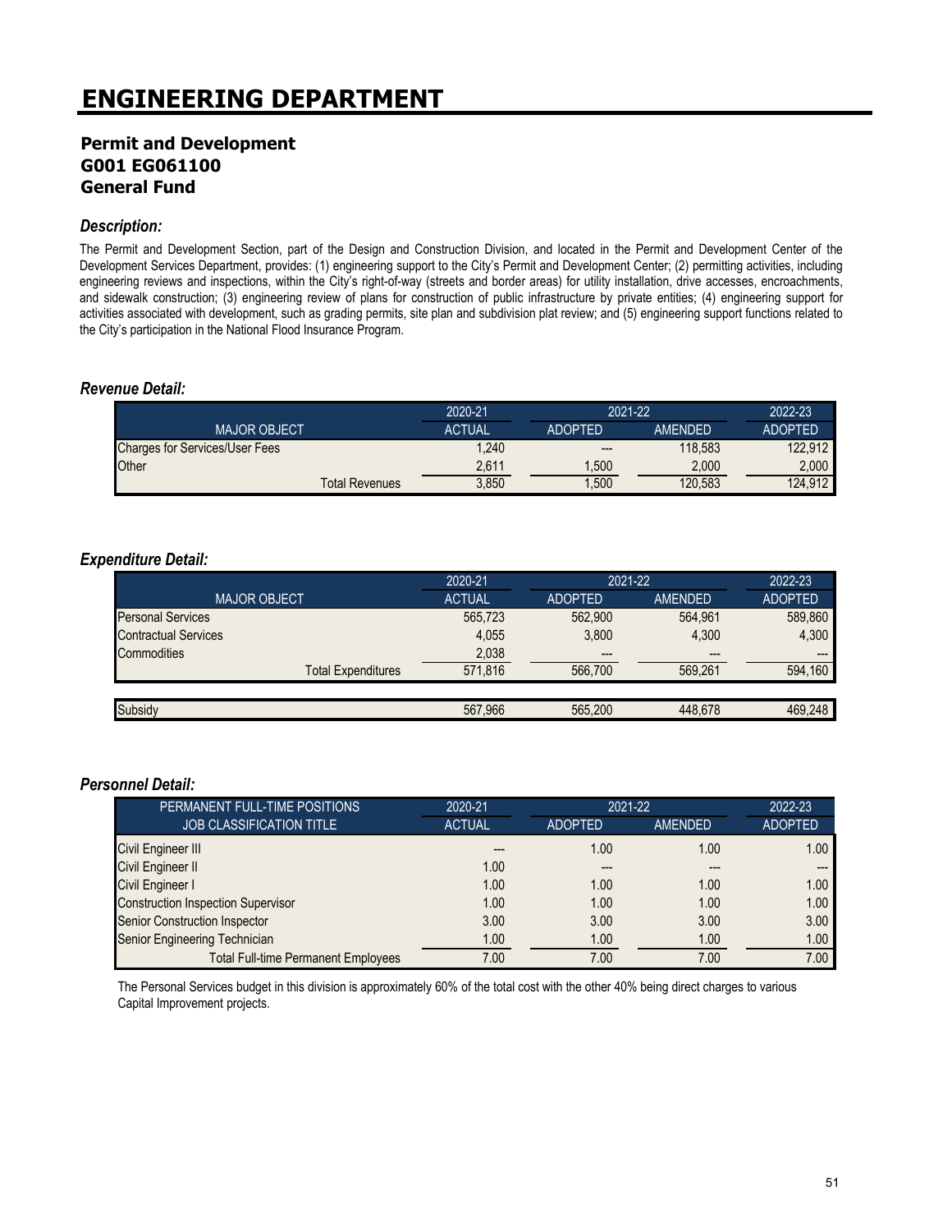# ENGINEERING DEPARTMENT

## Permit and Development
## G001 EG061100
## General Fund

### *Description:*

The Permit and Development Section, part of the Design and Construction Division, and located in the Permit and Development Center of the Development Services Department, provides: (1) engineering support to the City's Permit and Development Center; (2) permitting activities, including engineering reviews and inspections, within the City's right-of-way (streets and border areas) for utility installation, drive accesses, encroachments, and sidewalk construction; (3) engineering review of plans for construction of public infrastructure by private entities; (4) engineering support for activities associated with development, such as grading permits, site plan and subdivision plat review; and (5) engineering support functions related to the City's participation in the National Flood Insurance Program.

### *Revenue Detail:*

| | 2020-21 | 2021-22 | | 2022-23 |
|---|---|---|---|---|
| MAJOR OBJECT | ACTUAL | ADOPTED | AMENDED | ADOPTED |
| Charges for Services/User Fees | 1,240 | --- | 118,583 | 122,912 |
| Other | 2,611 | 1,500 | 2,000 | 2,000 |
| Total Revenues | 3,850 | 1,500 | 120,583 | 124,912 |

### *Expenditure Detail:*

| | 2020-21 | 2021-22 | | 2022-23 |
|---|---|---|---|---|
| MAJOR OBJECT | ACTUAL | ADOPTED | AMENDED | ADOPTED |
| Personal Services | 565,723 | 562,900 | 564,961 | 589,860 |
| Contractual Services | 4,055 | 3,800 | 4,300 | 4,300 |
| Commodities | 2,038 | --- | --- | --- |
| Total Expenditures | 571,816 | 566,700 | 569,261 | 594,160 |
| | | | | |
| Subsidy | 567,966 | 565,200 | 448,678 | 469,248 |

### *Personnel Detail:*

| PERMANENT FULL-TIME POSITIONS | 2020-21 | 2021-22 | | 2022-23 |
|---|---|---|---|---|
| JOB CLASSIFICATION TITLE | ACTUAL | ADOPTED | AMENDED | ADOPTED |
| Civil Engineer III | --- | 1.00 | 1.00 | 1.00 |
| Civil Engineer II | 1.00 | --- | --- | --- |
| Civil Engineer I | 1.00 | 1.00 | 1.00 | 1.00 |
| Construction Inspection Supervisor | 1.00 | 1.00 | 1.00 | 1.00 |
| Senior Construction Inspector | 3.00 | 3.00 | 3.00 | 3.00 |
| Senior Engineering Technician | 1.00 | 1.00 | 1.00 | 1.00 |
| Total Full-time Permanent Employees | 7.00 | 7.00 | 7.00 | 7.00 |

The Personal Services budget in this division is approximately 60% of the total cost with the other 40% being direct charges to various Capital Improvement projects.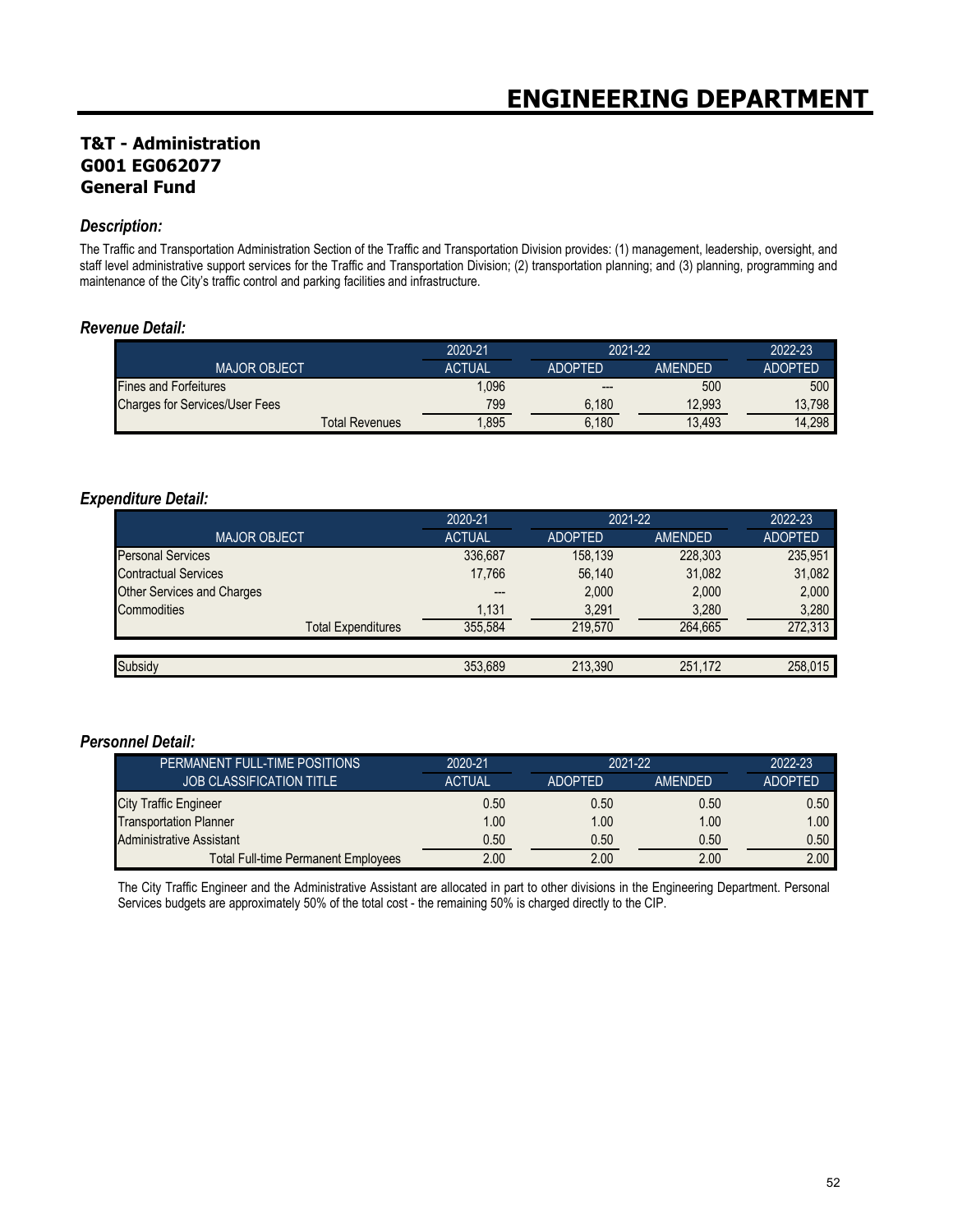# ENGINEERING DEPARTMENT

## T&T - Administration
## G001 EG062077
## General Fund

### *Description:*

The Traffic and Transportation Administration Section of the Traffic and Transportation Division provides: (1) management, leadership, oversight, and staff level administrative support services for the Traffic and Transportation Division; (2) transportation planning; and (3) planning, programming and maintenance of the City's traffic control and parking facilities and infrastructure.

### *Revenue Detail:*

| | 2020-21 | 2021-22 | | 2022-23 |
|---|---|---|---|---|
| MAJOR OBJECT | ACTUAL | ADOPTED | AMENDED | ADOPTED |
| Fines and Forfeitures | 1,096 | --- | 500 | 500 |
| Charges for Services/User Fees | 799 | 6,180 | 12,993 | 13,798 |
| Total Revenues | 1,895 | 6,180 | 13,493 | 14,298 |

### *Expenditure Detail:*

| | 2020-21 | 2021-22 | | 2022-23 |
|---|---|---|---|---|
| MAJOR OBJECT | ACTUAL | ADOPTED | AMENDED | ADOPTED |
| Personal Services | 336,687 | 158,139 | 228,303 | 235,951 |
| Contractual Services | 17,766 | 56,140 | 31,082 | 31,082 |
| Other Services and Charges | --- | 2,000 | 2,000 | 2,000 |
| Commodities | 1,131 | 3,291 | 3,280 | 3,280 |
| Total Expenditures | 355,584 | 219,570 | 264,665 | 272,313 |
| | | | | |
| Subsidy | 353,689 | 213,390 | 251,172 | 258,015 |

### *Personnel Detail:*

| PERMANENT FULL-TIME POSITIONS | 2020-21 | 2021-22 | | 2022-23 |
|---|---|---|---|---|
| JOB CLASSIFICATION TITLE | ACTUAL | ADOPTED | AMENDED | ADOPTED |
| City Traffic Engineer | 0.50 | 0.50 | 0.50 | 0.50 |
| Transportation Planner | 1.00 | 1.00 | 1.00 | 1.00 |
| Administrative Assistant | 0.50 | 0.50 | 0.50 | 0.50 |
| Total Full-time Permanent Employees | 2.00 | 2.00 | 2.00 | 2.00 |

The City Traffic Engineer and the Administrative Assistant are allocated in part to other divisions in the Engineering Department. Personal Services budgets are approximately 50% of the total cost - the remaining 50% is charged directly to the CIP.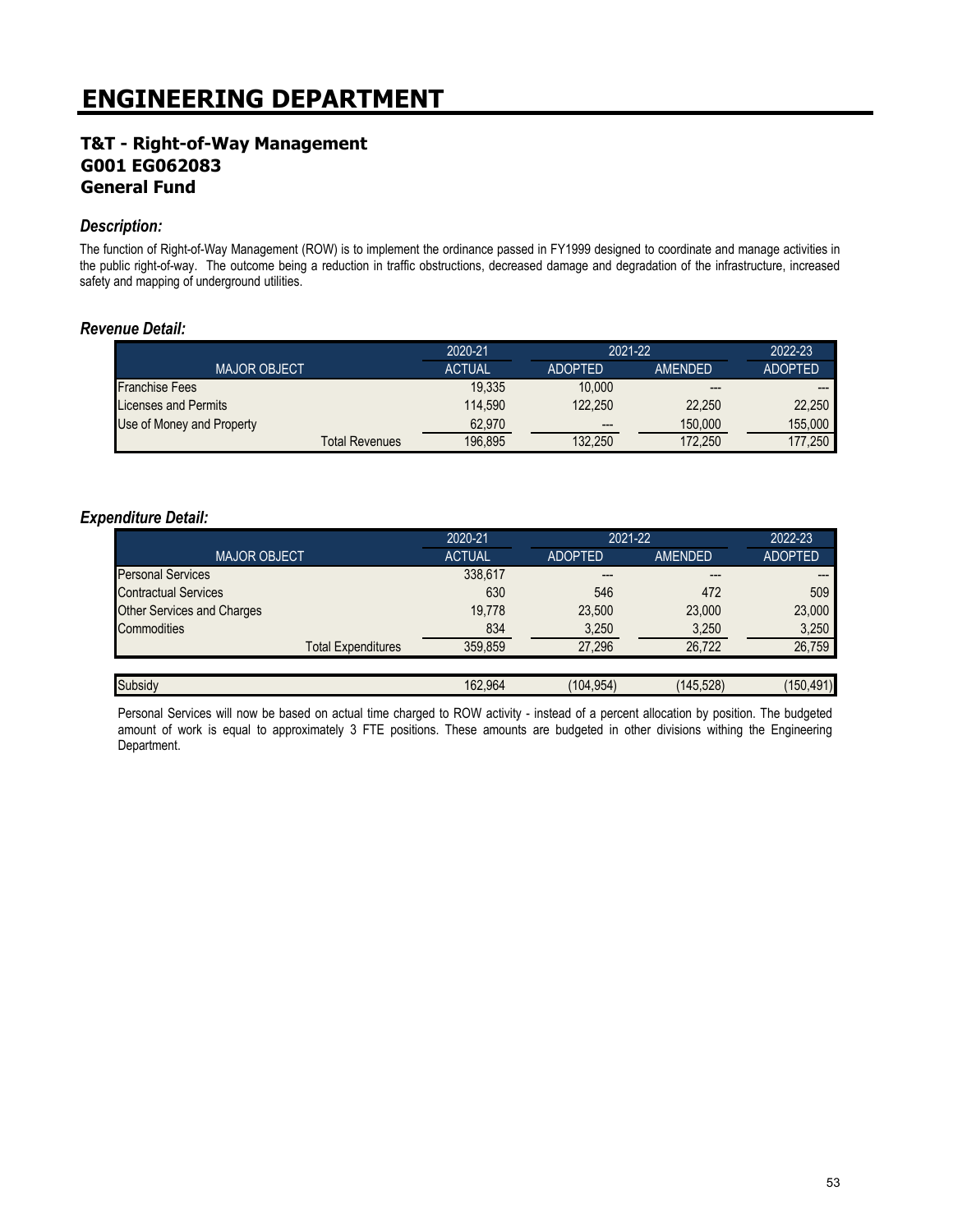# ENGINEERING DEPARTMENT

## T&T - Right-of-Way Management
## G001 EG062083
## General Fund

### *Description:*

The function of Right-of-Way Management (ROW) is to implement the ordinance passed in FY1999 designed to coordinate and manage activities in the public right-of-way. The outcome being a reduction in traffic obstructions, decreased damage and degradation of the infrastructure, increased safety and mapping of underground utilities.

### *Revenue Detail:*

| | 2020-21 | 2021-22 | | 2022-23 |
|---|---|---|---|---|
| MAJOR OBJECT | ACTUAL | ADOPTED | AMENDED | ADOPTED |
| Franchise Fees | 19,335 | 10,000 | --- | --- |
| Licenses and Permits | 114,590 | 122,250 | 22,250 | 22,250 |
| Use of Money and Property | 62,970 | --- | 150,000 | 155,000 |
| Total Revenues | 196,895 | 132,250 | 172,250 | 177,250 |

### *Expenditure Detail:*

| | 2020-21 | 2021-22 | | 2022-23 |
|---|---|---|---|---|
| MAJOR OBJECT | ACTUAL | ADOPTED | AMENDED | ADOPTED |
| Personal Services | 338,617 | --- | --- | --- |
| Contractual Services | 630 | 546 | 472 | 509 |
| Other Services and Charges | 19,778 | 23,500 | 23,000 | 23,000 |
| Commodities | 834 | 3,250 | 3,250 | 3,250 |
| Total Expenditures | 359,859 | 27,296 | 26,722 | 26,759 |
| | | | | |
| Subsidy | 162,964 | (104,954) | (145,528) | (150,491) |

Personal Services will now be based on actual time charged to ROW activity - instead of a percent allocation by position. The budgeted amount of work is equal to approximately 3 FTE positions. These amounts are budgeted in other divisions withing the Engineering Department.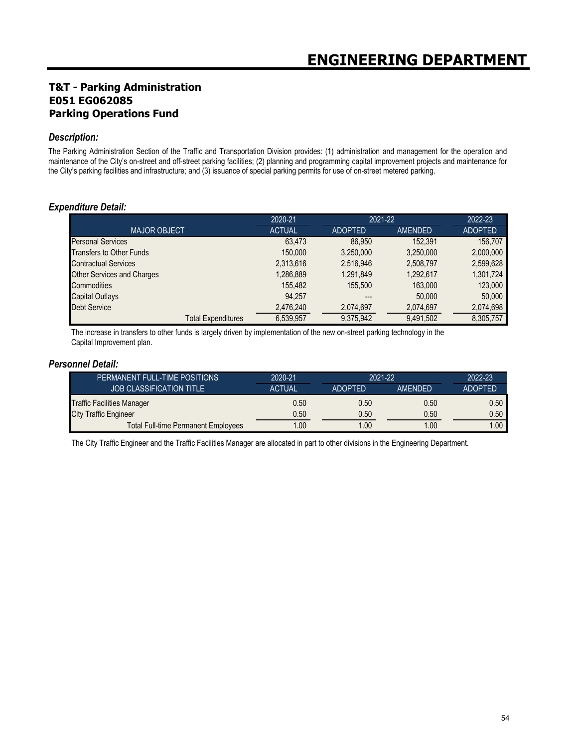# ENGINEERING DEPARTMENT

## T&T - Parking Administration
## E051 EG062085
## Parking Operations Fund

### *Description:*

The Parking Administration Section of the Traffic and Transportation Division provides: (1) administration and management for the operation and maintenance of the City's on-street and off-street parking facilities; (2) planning and programming capital improvement projects and maintenance for the City's parking facilities and infrastructure; and (3) issuance of special parking permits for use of on-street metered parking.

### *Expenditure Detail:*

| | 2020-21 | 2021-22 | | 2022-23 |
|---|---|---|---|---|
| MAJOR OBJECT | ACTUAL | ADOPTED | AMENDED | ADOPTED |
| Personal Services | 63,473 | 86,950 | 152,391 | 156,707 |
| Transfers to Other Funds | 150,000 | 3,250,000 | 3,250,000 | 2,000,000 |
| Contractual Services | 2,313,616 | 2,516,946 | 2,508,797 | 2,599,628 |
| Other Services and Charges | 1,286,889 | 1,291,849 | 1,292,617 | 1,301,724 |
| Commodities | 155,482 | 155,500 | 163,000 | 123,000 |
| Capital Outlays | 94,257 | --- | 50,000 | 50,000 |
| Debt Service | 2,476,240 | 2,074,697 | 2,074,697 | 2,074,698 |
| Total Expenditures | 6,539,957 | 9,375,942 | 9,491,502 | 8,305,757 |

The increase in transfers to other funds is largely driven by implementation of the new on-street parking technology in the Capital Improvement plan.

### *Personnel Detail:*

| PERMANENT FULL-TIME POSITIONS | 2020-21 | 2021-22 | | 2022-23 |
|---|---|---|---|---|
| JOB CLASSIFICATION TITLE | ACTUAL | ADOPTED | AMENDED | ADOPTED |
| Traffic Facilities Manager | 0.50 | 0.50 | 0.50 | 0.50 |
| City Traffic Engineer | 0.50 | 0.50 | 0.50 | 0.50 |
| Total Full-time Permanent Employees | 1.00 | 1.00 | 1.00 | 1.00 |

The City Traffic Engineer and the Traffic Facilities Manager are allocated in part to other divisions in the Engineering Department.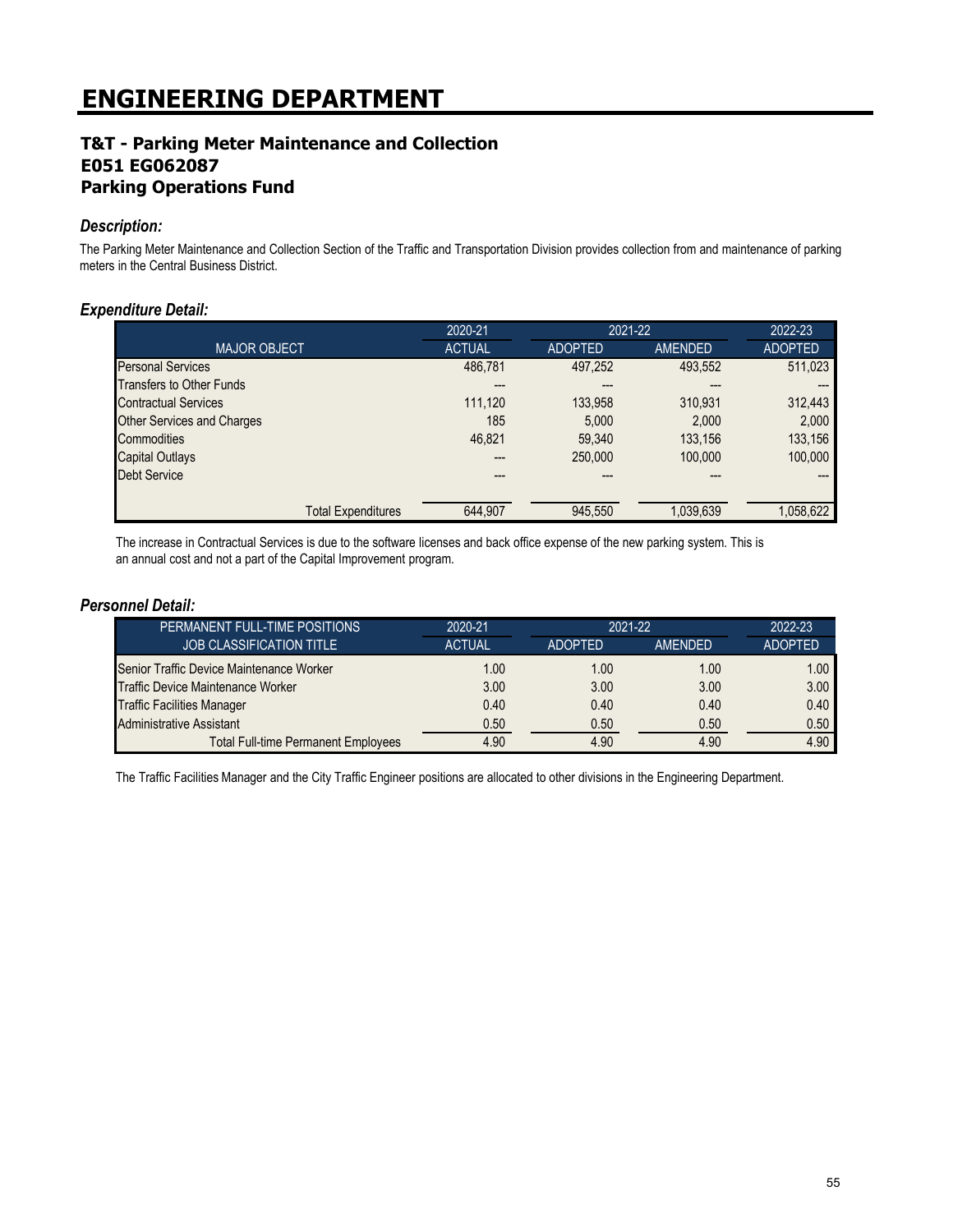# ENGINEERING DEPARTMENT

### T&T - Parking Meter Maintenance and Collection
### E051 EG062087
### Parking Operations Fund

#### *Description:*

The Parking Meter Maintenance and Collection Section of the Traffic and Transportation Division provides collection from and maintenance of parking meters in the Central Business District.

#### *Expenditure Detail:*

| | 2020-21 | 2021-22 | | 2022-23 |
|---|---|---|---|---|
| MAJOR OBJECT | ACTUAL | ADOPTED | AMENDED | ADOPTED |
| Personal Services | 486,781 | 497,252 | 493,552 | 511,023 |
| Transfers to Other Funds | --- | --- | --- | --- |
| Contractual Services | 111,120 | 133,958 | 310,931 | 312,443 |
| Other Services and Charges | 185 | 5,000 | 2,000 | 2,000 |
| Commodities | 46,821 | 59,340 | 133,156 | 133,156 |
| Capital Outlays | --- | 250,000 | 100,000 | 100,000 |
| Debt Service | --- | --- | --- | --- |
| Total Expenditures | 644,907 | 945,550 | 1,039,639 | 1,058,622 |

The increase in Contractual Services is due to the software licenses and back office expense of the new parking system. This is an annual cost and not a part of the Capital Improvement program.

#### *Personnel Detail:*

| PERMANENT FULL-TIME POSITIONS | 2020-21 | 2021-22 | | 2022-23 |
|---|---|---|---|---|
| JOB CLASSIFICATION TITLE | ACTUAL | ADOPTED | AMENDED | ADOPTED |
| Senior Traffic Device Maintenance Worker | 1.00 | 1.00 | 1.00 | 1.00 |
| Traffic Device Maintenance Worker | 3.00 | 3.00 | 3.00 | 3.00 |
| Traffic Facilities Manager | 0.40 | 0.40 | 0.40 | 0.40 |
| Administrative Assistant | 0.50 | 0.50 | 0.50 | 0.50 |
| Total Full-time Permanent Employees | 4.90 | 4.90 | 4.90 | 4.90 |

The Traffic Facilities Manager and the City Traffic Engineer positions are allocated to other divisions in the Engineering Department.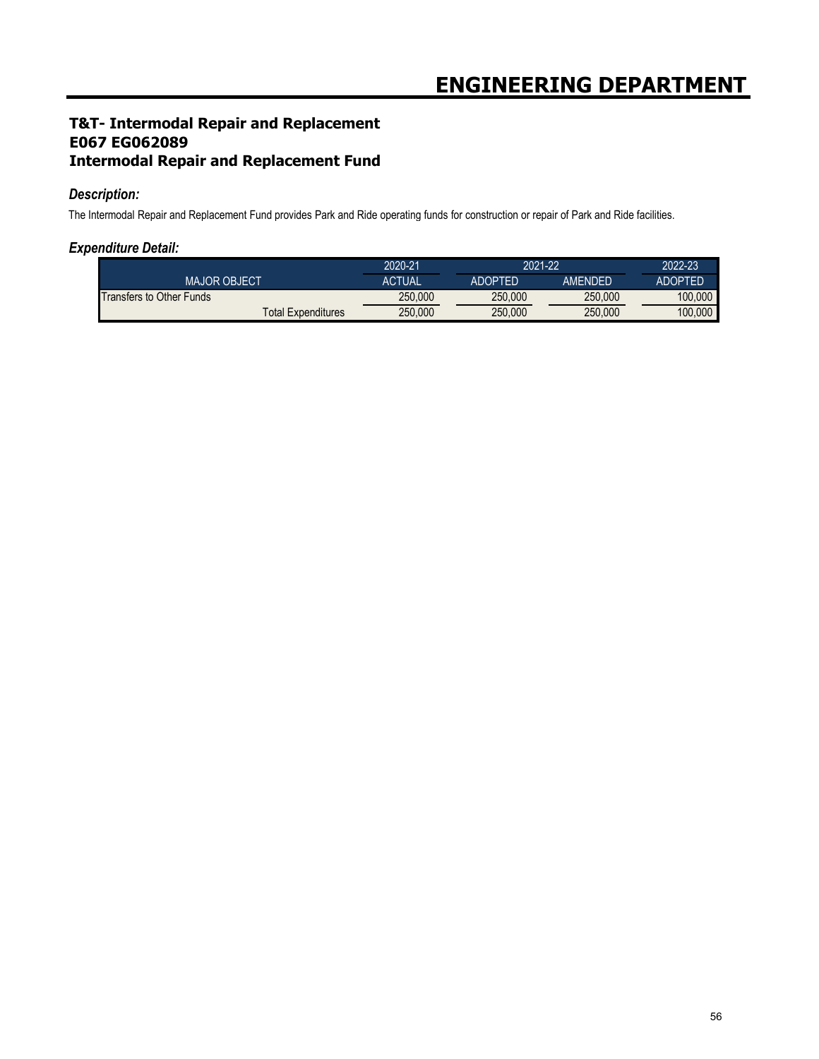# ENGINEERING DEPARTMENT

## T&T- Intermodal Repair and Replacement
## E067 EG062089
## Intermodal Repair and Replacement Fund

### *Description:*

The Intermodal Repair and Replacement Fund provides Park and Ride operating funds for construction or repair of Park and Ride facilities.

### *Expenditure Detail:*

| | 2020-21 | 2021-22 | | 2022-23 |
|---|---|---|---|---|
| MAJOR OBJECT | ACTUAL | ADOPTED | AMENDED | ADOPTED |
| Transfers to Other Funds | 250,000 | 250,000 | 250,000 | 100,000 |
| Total Expenditures | 250,000 | 250,000 | 250,000 | 100,000 |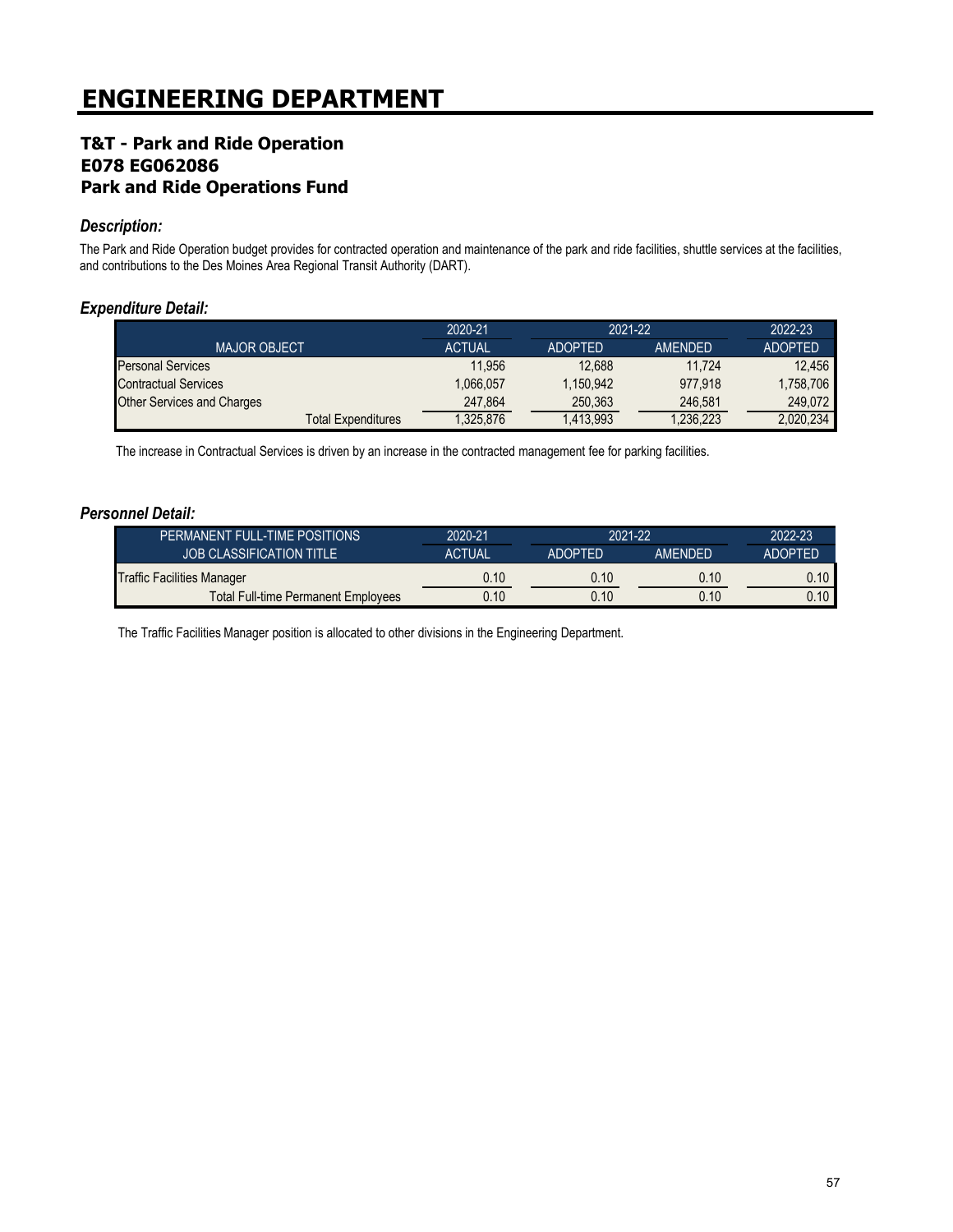# ENGINEERING DEPARTMENT

### T&T - Park and Ride Operation
### E078 EG062086
### Park and Ride Operations Fund

#### *Description:*

The Park and Ride Operation budget provides for contracted operation and maintenance of the park and ride facilities, shuttle services at the facilities, and contributions to the Des Moines Area Regional Transit Authority (DART).

#### *Expenditure Detail:*

| | 2020-21 | 2021-22 | | 2022-23 |
|---|---|---|---|---|
| MAJOR OBJECT | ACTUAL | ADOPTED | AMENDED | ADOPTED |
| Personal Services | 11,956 | 12,688 | 11,724 | 12,456 |
| Contractual Services | 1,066,057 | 1,150,942 | 977,918 | 1,758,706 |
| Other Services and Charges | 247,864 | 250,363 | 246,581 | 249,072 |
| Total Expenditures | 1,325,876 | 1,413,993 | 1,236,223 | 2,020,234 |

The increase in Contractual Services is driven by an increase in the contracted management fee for parking facilities.

#### *Personnel Detail:*

| PERMANENT FULL-TIME POSITIONS | 2020-21 | 2021-22 | | 2022-23 |
|---|---|---|---|---|
| JOB CLASSIFICATION TITLE | ACTUAL | ADOPTED | AMENDED | ADOPTED |
| Traffic Facilities Manager | 0.10 | 0.10 | 0.10 | 0.10 |
| Total Full-time Permanent Employees | 0.10 | 0.10 | 0.10 | 0.10 |

The Traffic Facilities Manager position is allocated to other divisions in the Engineering Department.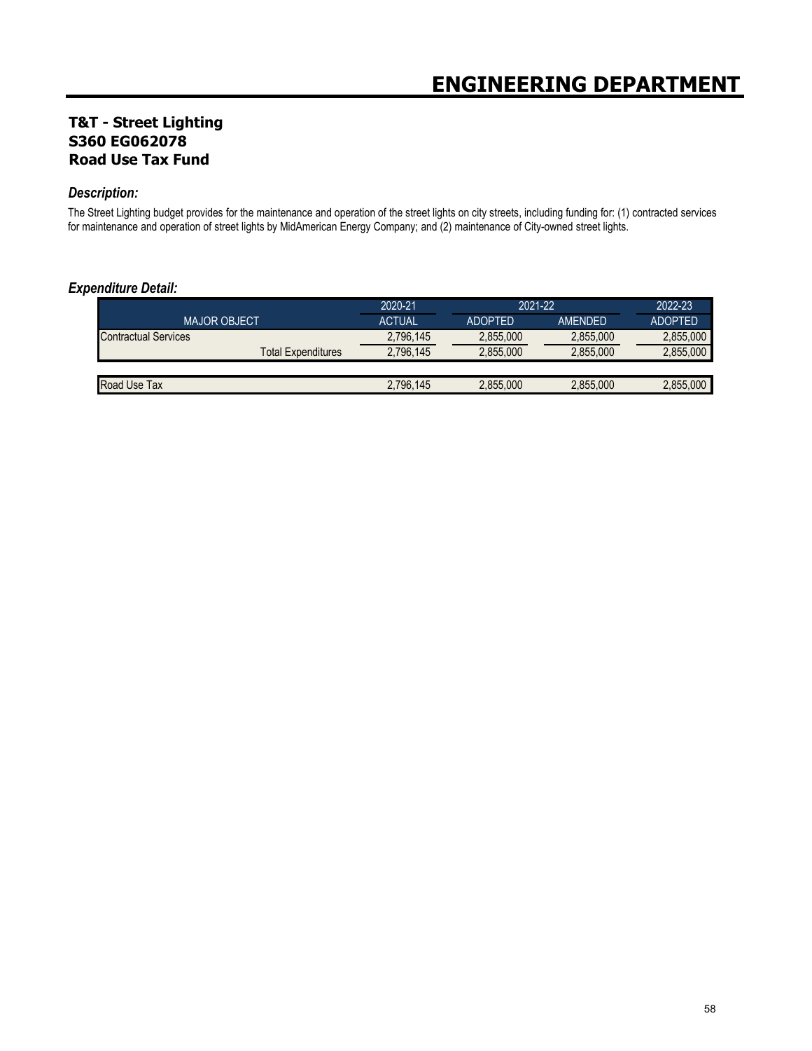# ENGINEERING DEPARTMENT

## T&T - Street Lighting
## S360 EG062078
## Road Use Tax Fund

### *Description:*

The Street Lighting budget provides for the maintenance and operation of the street lights on city streets, including funding for: (1) contracted services for maintenance and operation of street lights by MidAmerican Energy Company; and (2) maintenance of City-owned street lights.

### *Expenditure Detail:*

| | 2020-21 | 2021-22 | | 2022-23 |
|---|---|---|---|---|
| MAJOR OBJECT | ACTUAL | ADOPTED | AMENDED | ADOPTED |
| Contractual Services | 2,796,145 | 2,855,000 | 2,855,000 | 2,855,000 |
| Total Expenditures | 2,796,145 | 2,855,000 | 2,855,000 | 2,855,000 |
| | | | | |
| Road Use Tax | 2,796,145 | 2,855,000 | 2,855,000 | 2,855,000 |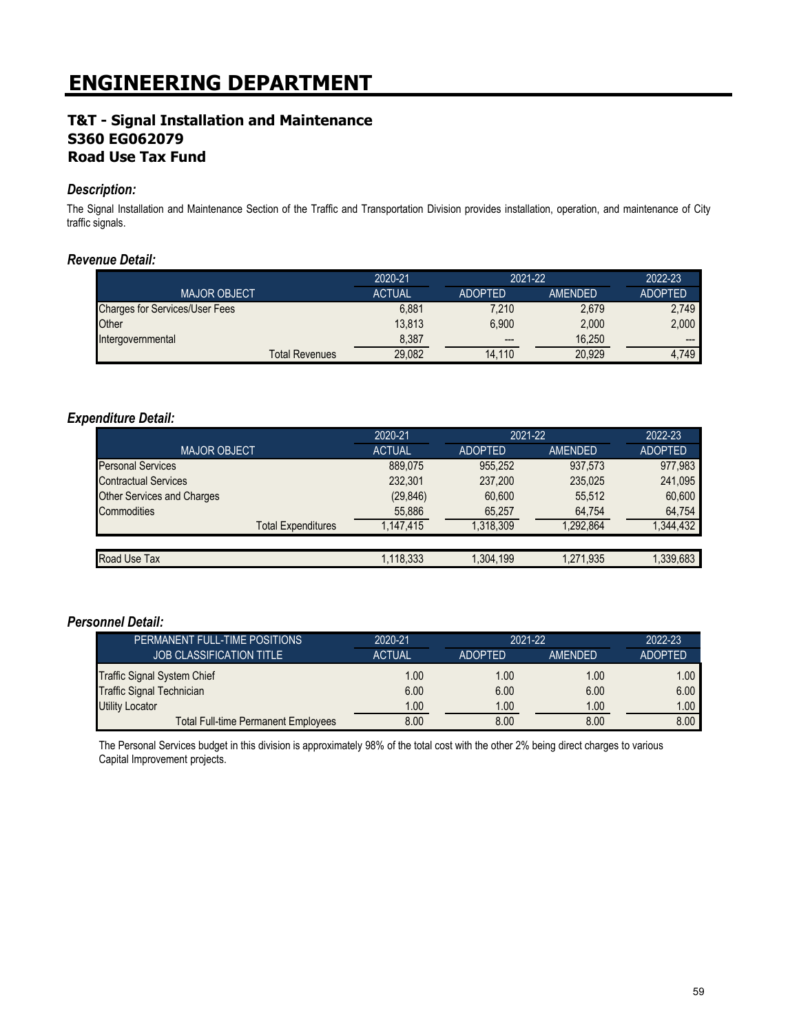# ENGINEERING DEPARTMENT

## T&T - Signal Installation and Maintenance
## S360 EG062079
## Road Use Tax Fund

### *Description:*

The Signal Installation and Maintenance Section of the Traffic and Transportation Division provides installation, operation, and maintenance of City traffic signals.

### *Revenue Detail:*

| | 2020-21 | 2021-22 | | 2022-23 |
|---|---|---|---|---|
| MAJOR OBJECT | ACTUAL | ADOPTED | AMENDED | ADOPTED |
| Charges for Services/User Fees | 6,881 | 7,210 | 2,679 | 2,749 |
| Other | 13,813 | 6,900 | 2,000 | 2,000 |
| Intergovernmental | 8,387 | --- | 16,250 | --- |
| Total Revenues | 29,082 | 14,110 | 20,929 | 4,749 |

### *Expenditure Detail:*

| | 2020-21 | 2021-22 | | 2022-23 |
|---|---|---|---|---|
| MAJOR OBJECT | ACTUAL | ADOPTED | AMENDED | ADOPTED |
| Personal Services | 889,075 | 955,252 | 937,573 | 977,983 |
| Contractual Services | 232,301 | 237,200 | 235,025 | 241,095 |
| Other Services and Charges | (29,846) | 60,600 | 55,512 | 60,600 |
| Commodities | 55,886 | 65,257 | 64,754 | 64,754 |
| Total Expenditures | 1,147,415 | 1,318,309 | 1,292,864 | 1,344,432 |
| | | | | |
| Road Use Tax | 1,118,333 | 1,304,199 | 1,271,935 | 1,339,683 |

### *Personnel Detail:*

| PERMANENT FULL-TIME POSITIONS | 2020-21 | 2021-22 | | 2022-23 |
|---|---|---|---|---|
| JOB CLASSIFICATION TITLE | ACTUAL | ADOPTED | AMENDED | ADOPTED |
| Traffic Signal System Chief | 1.00 | 1.00 | 1.00 | 1.00 |
| Traffic Signal Technician | 6.00 | 6.00 | 6.00 | 6.00 |
| Utility Locator | 1.00 | 1.00 | 1.00 | 1.00 |
| Total Full-time Permanent Employees | 8.00 | 8.00 | 8.00 | 8.00 |

The Personal Services budget in this division is approximately 98% of the total cost with the other 2% being direct charges to various Capital Improvement projects.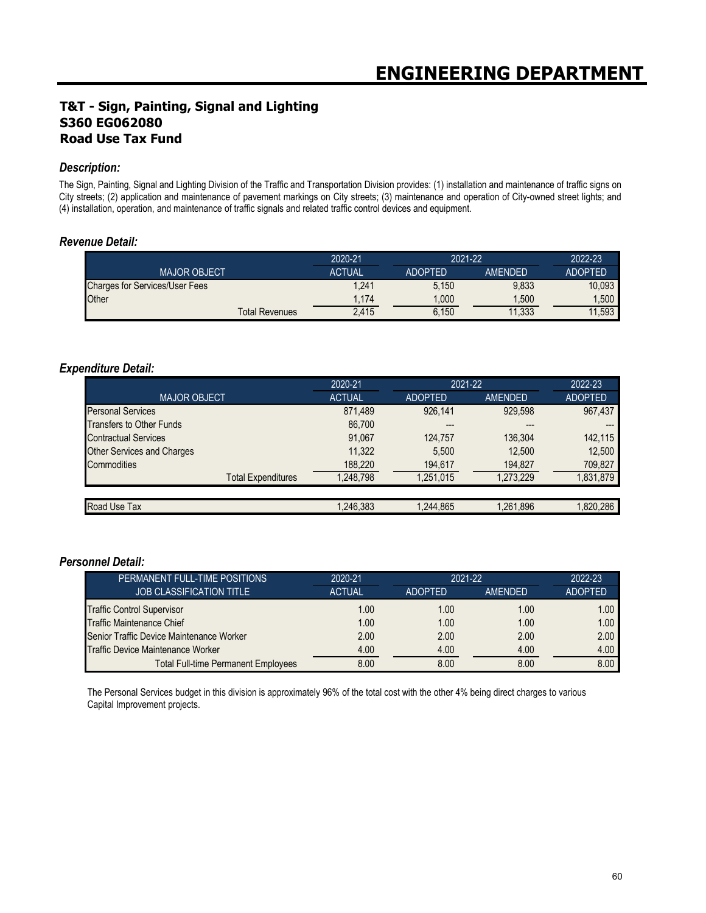# ENGINEERING DEPARTMENT

## T&T - Sign, Painting, Signal and Lighting
## S360 EG062080
## Road Use Tax Fund

### *Description:*

The Sign, Painting, Signal and Lighting Division of the Traffic and Transportation Division provides: (1) installation and maintenance of traffic signs on City streets; (2) application and maintenance of pavement markings on City streets; (3) maintenance and operation of City-owned street lights; and (4) installation, operation, and maintenance of traffic signals and related traffic control devices and equipment.

### *Revenue Detail:*

| MAJOR OBJECT | 2020-21 ACTUAL | 2021-22 ADOPTED | 2021-22 AMENDED | 2022-23 ADOPTED |
|---|---|---|---|---|
| Charges for Services/User Fees | 1,241 | 5,150 | 9,833 | 10,093 |
| Other | 1,174 | 1,000 | 1,500 | 1,500 |
| Total Revenues | 2,415 | 6,150 | 11,333 | 11,593 |

### *Expenditure Detail:*

| MAJOR OBJECT | 2020-21 ACTUAL | 2021-22 ADOPTED | 2021-22 AMENDED | 2022-23 ADOPTED |
|---|---|---|---|---|
| Personal Services | 871,489 | 926,141 | 929,598 | 967,437 |
| Transfers to Other Funds | 86,700 | --- | --- | --- |
| Contractual Services | 91,067 | 124,757 | 136,304 | 142,115 |
| Other Services and Charges | 11,322 | 5,500 | 12,500 | 12,500 |
| Commodities | 188,220 | 194,617 | 194,827 | 709,827 |
| Total Expenditures | 1,248,798 | 1,251,015 | 1,273,229 | 1,831,879 |
| | | | | |
| Road Use Tax | 1,246,383 | 1,244,865 | 1,261,896 | 1,820,286 |

### *Personnel Detail:*

| PERMANENT FULL-TIME POSITIONS JOB CLASSIFICATION TITLE | 2020-21 ACTUAL | 2021-22 ADOPTED | 2021-22 AMENDED | 2022-23 ADOPTED |
|---|---|---|---|---|
| Traffic Control Supervisor | 1.00 | 1.00 | 1.00 | 1.00 |
| Traffic Maintenance Chief | 1.00 | 1.00 | 1.00 | 1.00 |
| Senior Traffic Device Maintenance Worker | 2.00 | 2.00 | 2.00 | 2.00 |
| Traffic Device Maintenance Worker | 4.00 | 4.00 | 4.00 | 4.00 |
| Total Full-time Permanent Employees | 8.00 | 8.00 | 8.00 | 8.00 |

The Personal Services budget in this division is approximately 96% of the total cost with the other 4% being direct charges to various Capital Improvement projects.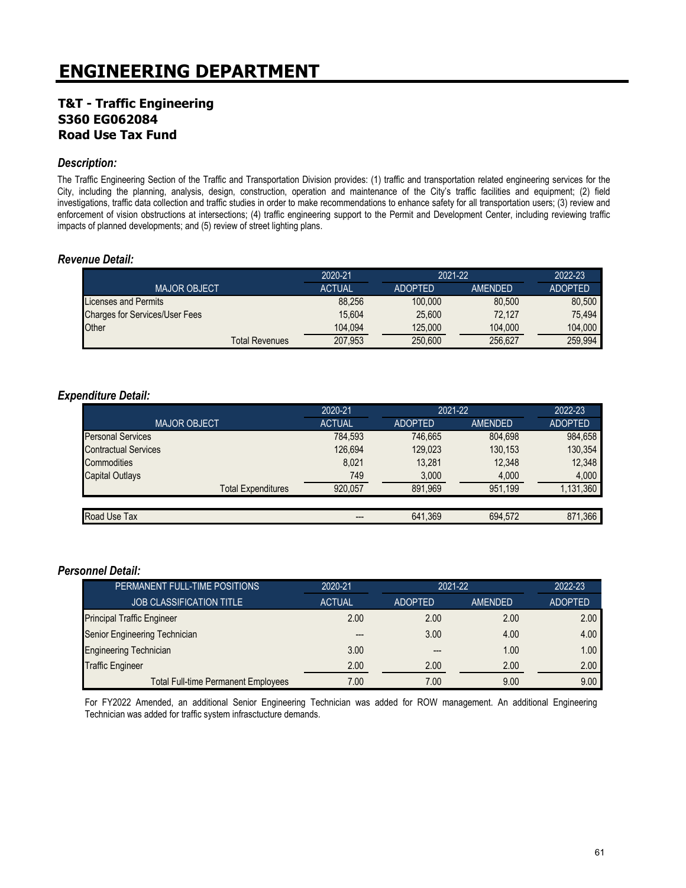# ENGINEERING DEPARTMENT

## T&T - Traffic Engineering
## S360 EG062084
## Road Use Tax Fund

### *Description:*

The Traffic Engineering Section of the Traffic and Transportation Division provides: (1) traffic and transportation related engineering services for the City, including the planning, analysis, design, construction, operation and maintenance of the City's traffic facilities and equipment; (2) field investigations, traffic data collection and traffic studies in order to make recommendations to enhance safety for all transportation users; (3) review and enforcement of vision obstructions at intersections; (4) traffic engineering support to the Permit and Development Center, including reviewing traffic impacts of planned developments; and (5) review of street lighting plans.

### *Revenue Detail:*

| MAJOR OBJECT | 2020-21 ACTUAL | 2021-22 ADOPTED | 2021-22 AMENDED | 2022-23 ADOPTED |
|---|---|---|---|---|
| Licenses and Permits | 88,256 | 100,000 | 80,500 | 80,500 |
| Charges for Services/User Fees | 15,604 | 25,600 | 72,127 | 75,494 |
| Other | 104,094 | 125,000 | 104,000 | 104,000 |
| Total Revenues | 207,953 | 250,600 | 256,627 | 259,994 |

### *Expenditure Detail:*

| MAJOR OBJECT | 2020-21 ACTUAL | 2021-22 ADOPTED | 2021-22 AMENDED | 2022-23 ADOPTED |
|---|---|---|---|---|
| Personal Services | 784,593 | 746,665 | 804,698 | 984,658 |
| Contractual Services | 126,694 | 129,023 | 130,153 | 130,354 |
| Commodities | 8,021 | 13,281 | 12,348 | 12,348 |
| Capital Outlays | 749 | 3,000 | 4,000 | 4,000 |
| Total Expenditures | 920,057 | 891,969 | 951,199 | 1,131,360 |
| Road Use Tax | --- | 641,369 | 694,572 | 871,366 |

### *Personnel Detail:*

| PERMANENT FULL-TIME POSITIONS<br>JOB CLASSIFICATION TITLE | 2020-21 ACTUAL | 2021-22 ADOPTED | 2021-22 AMENDED | 2022-23 ADOPTED |
|---|---|---|---|---|
| Principal Traffic Engineer | 2.00 | 2.00 | 2.00 | 2.00 |
| Senior Engineering Technician | --- | 3.00 | 4.00 | 4.00 |
| Engineering Technician | 3.00 | --- | 1.00 | 1.00 |
| Traffic Engineer | 2.00 | 2.00 | 2.00 | 2.00 |
| Total Full-time Permanent Employees | 7.00 | 7.00 | 9.00 | 9.00 |

For FY2022 Amended, an additional Senior Engineering Technician was added for ROW management. An additional Engineering Technician was added for traffic system infrasctucture demands.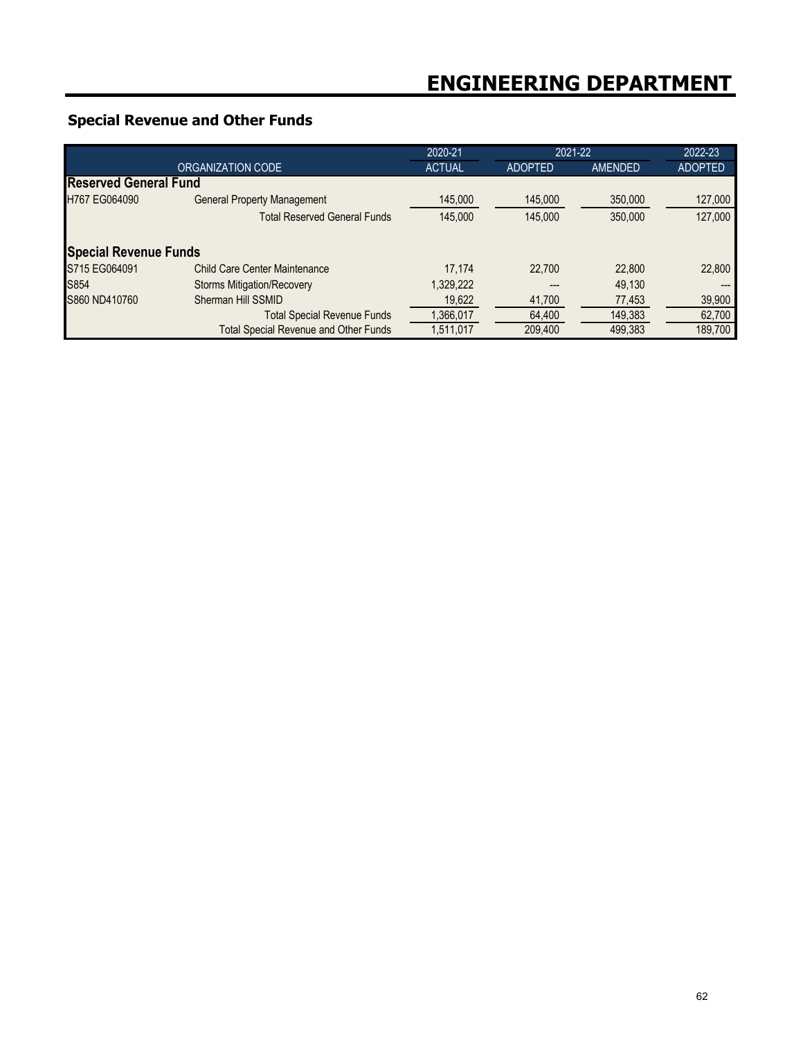# ENGINEERING DEPARTMENT

## Special Revenue and Other Funds

| | | 2020-21 | 2021-22 | | 2022-23 |
|---|---|---|---|---|---|
| | ORGANIZATION CODE | ACTUAL | ADOPTED | AMENDED | ADOPTED |
| **Reserved General Fund** | | | | | |
| H767 EG064090 | General Property Management | 145,000 | 145,000 | 350,000 | 127,000 |
| | Total Reserved General Funds | 145,000 | 145,000 | 350,000 | 127,000 |
| **Special Revenue Funds** | | | | | |
| S715 EG064091 | Child Care Center Maintenance | 17,174 | 22,700 | 22,800 | 22,800 |
| S854 | Storms Mitigation/Recovery | 1,329,222 | --- | 49,130 | --- |
| S860 ND410760 | Sherman Hill SSMID | 19,622 | 41,700 | 77,453 | 39,900 |
| | Total Special Revenue Funds | 1,366,017 | 64,400 | 149,383 | 62,700 |
| | Total Special Revenue and Other Funds | 1,511,017 | 209,400 | 499,383 | 189,700 |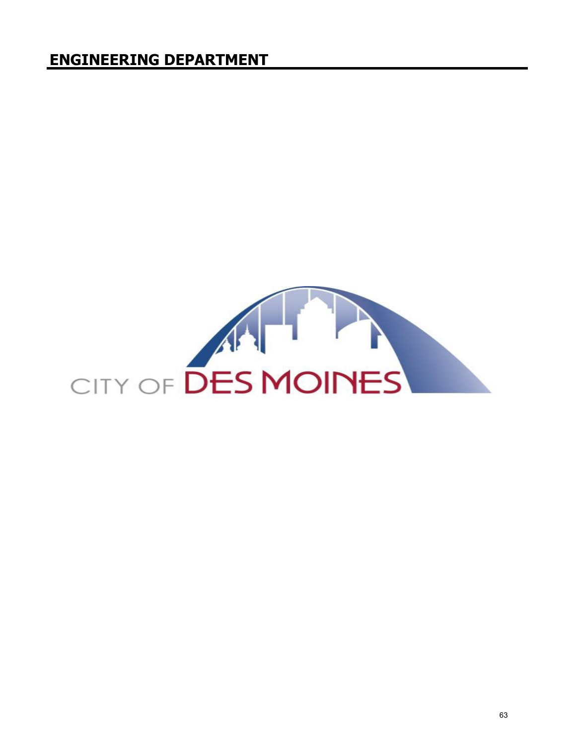## ENGINEERING DEPARTMENT

CITY OF DES MOINES